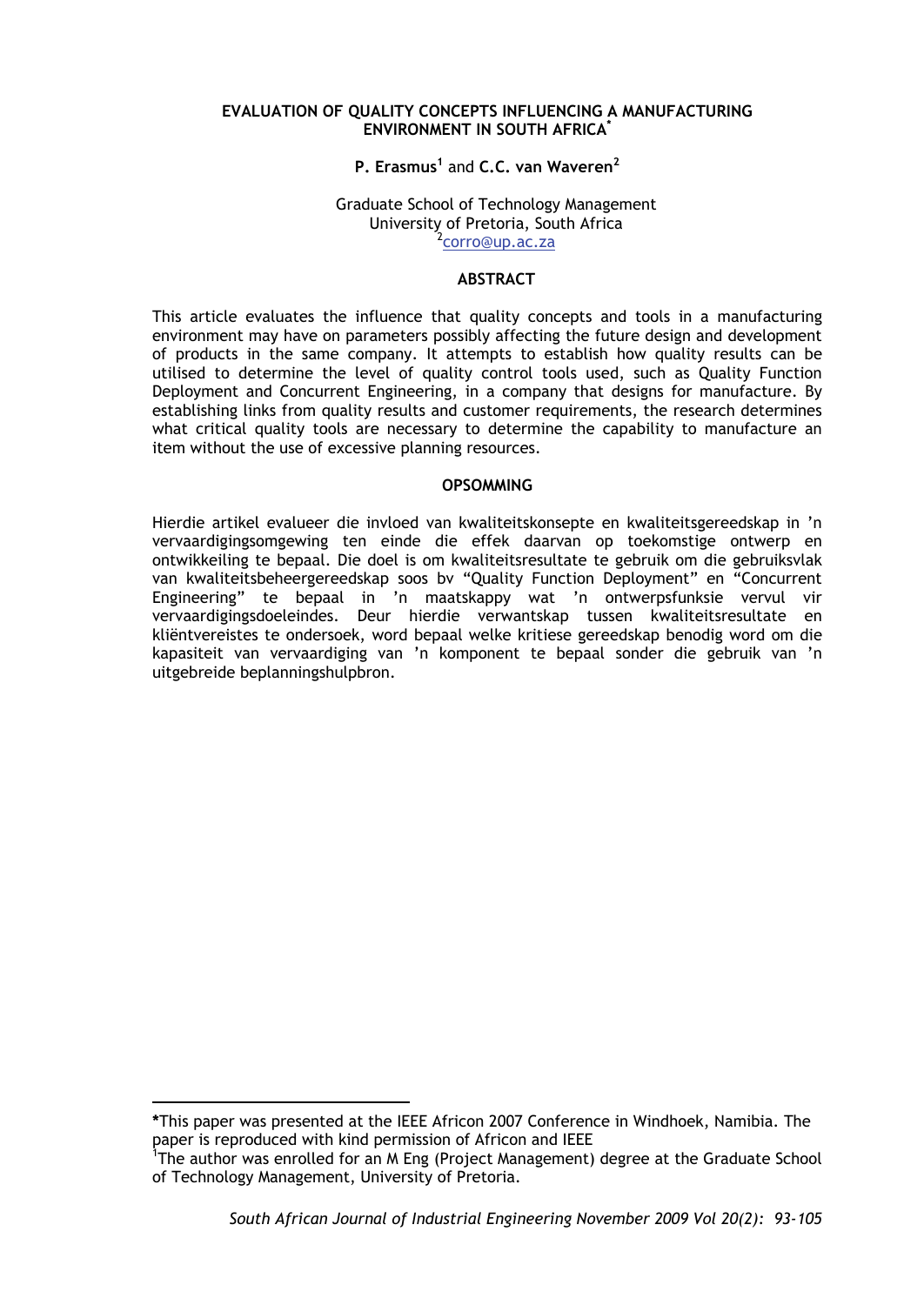# EVALUATION OF QUALITY CONCEPTS INFLUENCING A MANUFACTURING ENVIRONMENT IN SOUTH AFRICA*

**P. Erasmus**[1] and **C.C. van Waveren**[2]

Graduate School of Technology Management
University of Pretoria, South Africa
[2]corro@up.ac.za

## ABSTRACT

This article evaluates the influence that quality concepts and tools in a manufacturing environment may have on parameters possibly affecting the future design and development of products in the same company. It attempts to establish how quality results can be utilised to determine the level of quality control tools used, such as Quality Function Deployment and Concurrent Engineering, in a company that designs for manufacture. By establishing links from quality results and customer requirements, the research determines what critical quality tools are necessary to determine the capability to manufacture an item without the use of excessive planning resources.

## OPSOMMING

Hierdie artikel evalueer die invloed van kwaliteitskonsepte en kwaliteitsgereedskap in 'n vervaardigingsomgewing ten einde die effek daarvan op toekomstige ontwerp en ontwikkeiling te bepaal. Die doel is om kwaliteitsresultate te gebruik om die gebruiksvlak van kwaliteitsbeheergereedskap soos bv "Quality Function Deployment" en "Concurrent Engineering" te bepaal in 'n maatskappy wat 'n ontwerpsfunksie vervul vir vervaardigingsdoeleindes. Deur hierdie verwantskap tussen kwaliteitsresultate en kliëntvereistes te ondersoek, word bepaal welke kritiese gereedskap benodig word om die kapasiteit van vervaardiging van 'n komponent te bepaal sonder die gebruik van 'n uitgebreide beplanningshulpbron.

---

*This paper was presented at the IEEE Africon 2007 Conference in Windhoek, Namibia. The paper is reproduced with kind permission of Africon and IEEE

[1]The author was enrolled for an M Eng (Project Management) degree at the Graduate School of Technology Management, University of Pretoria.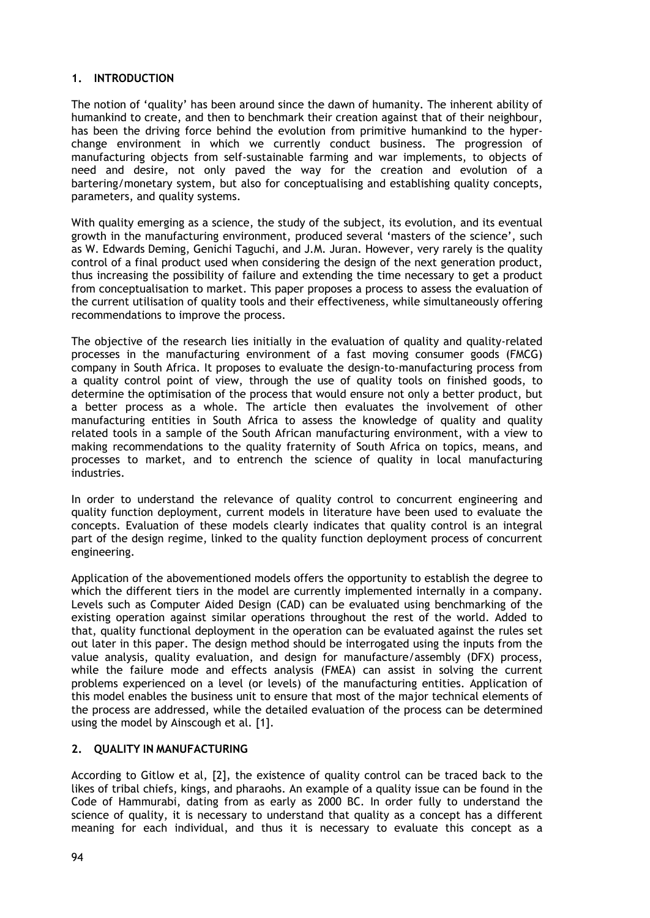## 1. INTRODUCTION

The notion of 'quality' has been around since the dawn of humanity. The inherent ability of humankind to create, and then to benchmark their creation against that of their neighbour, has been the driving force behind the evolution from primitive humankind to the hyper-change environment in which we currently conduct business. The progression of manufacturing objects from self-sustainable farming and war implements, to objects of need and desire, not only paved the way for the creation and evolution of a bartering/monetary system, but also for conceptualising and establishing quality concepts, parameters, and quality systems.

With quality emerging as a science, the study of the subject, its evolution, and its eventual growth in the manufacturing environment, produced several 'masters of the science', such as W. Edwards Deming, Genichi Taguchi, and J.M. Juran. However, very rarely is the quality control of a final product used when considering the design of the next generation product, thus increasing the possibility of failure and extending the time necessary to get a product from conceptualisation to market. This paper proposes a process to assess the evaluation of the current utilisation of quality tools and their effectiveness, while simultaneously offering recommendations to improve the process.

The objective of the research lies initially in the evaluation of quality and quality-related processes in the manufacturing environment of a fast moving consumer goods (FMCG) company in South Africa. It proposes to evaluate the design-to-manufacturing process from a quality control point of view, through the use of quality tools on finished goods, to determine the optimisation of the process that would ensure not only a better product, but a better process as a whole. The article then evaluates the involvement of other manufacturing entities in South Africa to assess the knowledge of quality and quality related tools in a sample of the South African manufacturing environment, with a view to making recommendations to the quality fraternity of South Africa on topics, means, and processes to market, and to entrench the science of quality in local manufacturing industries.

In order to understand the relevance of quality control to concurrent engineering and quality function deployment, current models in literature have been used to evaluate the concepts. Evaluation of these models clearly indicates that quality control is an integral part of the design regime, linked to the quality function deployment process of concurrent engineering.

Application of the abovementioned models offers the opportunity to establish the degree to which the different tiers in the model are currently implemented internally in a company. Levels such as Computer Aided Design (CAD) can be evaluated using benchmarking of the existing operation against similar operations throughout the rest of the world. Added to that, quality functional deployment in the operation can be evaluated against the rules set out later in this paper. The design method should be interrogated using the inputs from the value analysis, quality evaluation, and design for manufacture/assembly (DFX) process, while the failure mode and effects analysis (FMEA) can assist in solving the current problems experienced on a level (or levels) of the manufacturing entities. Application of this model enables the business unit to ensure that most of the major technical elements of the process are addressed, while the detailed evaluation of the process can be determined using the model by Ainscough et al. [1].

## 2. QUALITY IN MANUFACTURING

According to Gitlow et al, [2], the existence of quality control can be traced back to the likes of tribal chiefs, kings, and pharaohs. An example of a quality issue can be found in the Code of Hammurabi, dating from as early as 2000 BC. In order fully to understand the science of quality, it is necessary to understand that quality as a concept has a different meaning for each individual, and thus it is necessary to evaluate this concept as a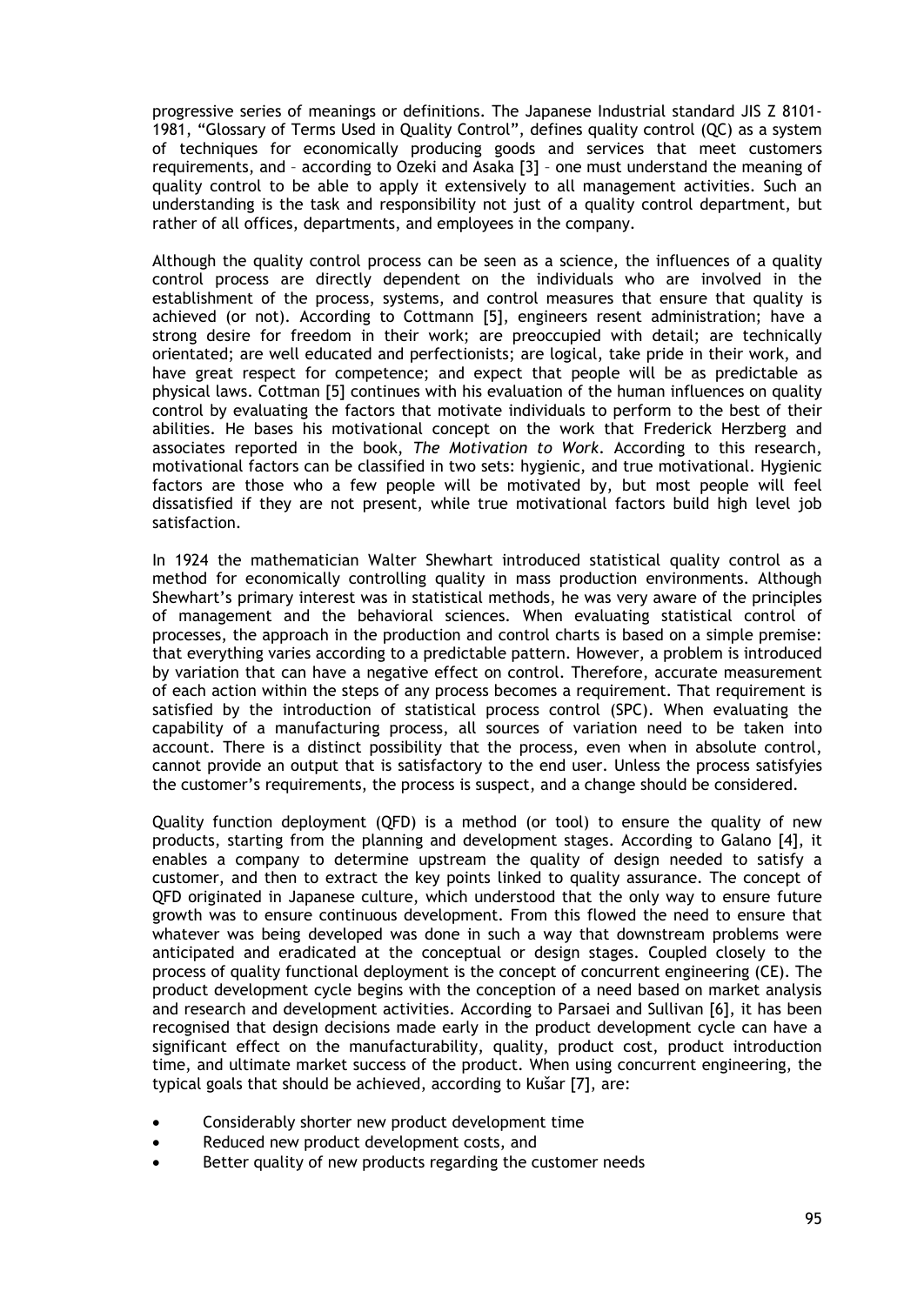progressive series of meanings or definitions. The Japanese Industrial standard JIS Z 8101-1981, "Glossary of Terms Used in Quality Control", defines quality control (QC) as a system of techniques for economically producing goods and services that meet customers requirements, and – according to Ozeki and Asaka [3] – one must understand the meaning of quality control to be able to apply it extensively to all management activities. Such an understanding is the task and responsibility not just of a quality control department, but rather of all offices, departments, and employees in the company.

Although the quality control process can be seen as a science, the influences of a quality control process are directly dependent on the individuals who are involved in the establishment of the process, systems, and control measures that ensure that quality is achieved (or not). According to Cottmann [5], engineers resent administration; have a strong desire for freedom in their work; are preoccupied with detail; are technically orientated; are well educated and perfectionists; are logical, take pride in their work, and have great respect for competence; and expect that people will be as predictable as physical laws. Cottman [5] continues with his evaluation of the human influences on quality control by evaluating the factors that motivate individuals to perform to the best of their abilities. He bases his motivational concept on the work that Frederick Herzberg and associates reported in the book, *The Motivation to Work*. According to this research, motivational factors can be classified in two sets: hygienic, and true motivational. Hygienic factors are those who a few people will be motivated by, but most people will feel dissatisfied if they are not present, while true motivational factors build high level job satisfaction.

In 1924 the mathematician Walter Shewhart introduced statistical quality control as a method for economically controlling quality in mass production environments. Although Shewhart's primary interest was in statistical methods, he was very aware of the principles of management and the behavioral sciences. When evaluating statistical control of processes, the approach in the production and control charts is based on a simple premise: that everything varies according to a predictable pattern. However, a problem is introduced by variation that can have a negative effect on control. Therefore, accurate measurement of each action within the steps of any process becomes a requirement. That requirement is satisfied by the introduction of statistical process control (SPC). When evaluating the capability of a manufacturing process, all sources of variation need to be taken into account. There is a distinct possibility that the process, even when in absolute control, cannot provide an output that is satisfactory to the end user. Unless the process satisfyies the customer's requirements, the process is suspect, and a change should be considered.

Quality function deployment (QFD) is a method (or tool) to ensure the quality of new products, starting from the planning and development stages. According to Galano [4], it enables a company to determine upstream the quality of design needed to satisfy a customer, and then to extract the key points linked to quality assurance. The concept of QFD originated in Japanese culture, which understood that the only way to ensure future growth was to ensure continuous development. From this flowed the need to ensure that whatever was being developed was done in such a way that downstream problems were anticipated and eradicated at the conceptual or design stages. Coupled closely to the process of quality functional deployment is the concept of concurrent engineering (CE). The product development cycle begins with the conception of a need based on market analysis and research and development activities. According to Parsaei and Sullivan [6], it has been recognised that design decisions made early in the product development cycle can have a significant effect on the manufacturability, quality, product cost, product introduction time, and ultimate market success of the product. When using concurrent engineering, the typical goals that should be achieved, according to Kušar [7], are:

- Considerably shorter new product development time
- Reduced new product development costs, and
- Better quality of new products regarding the customer needs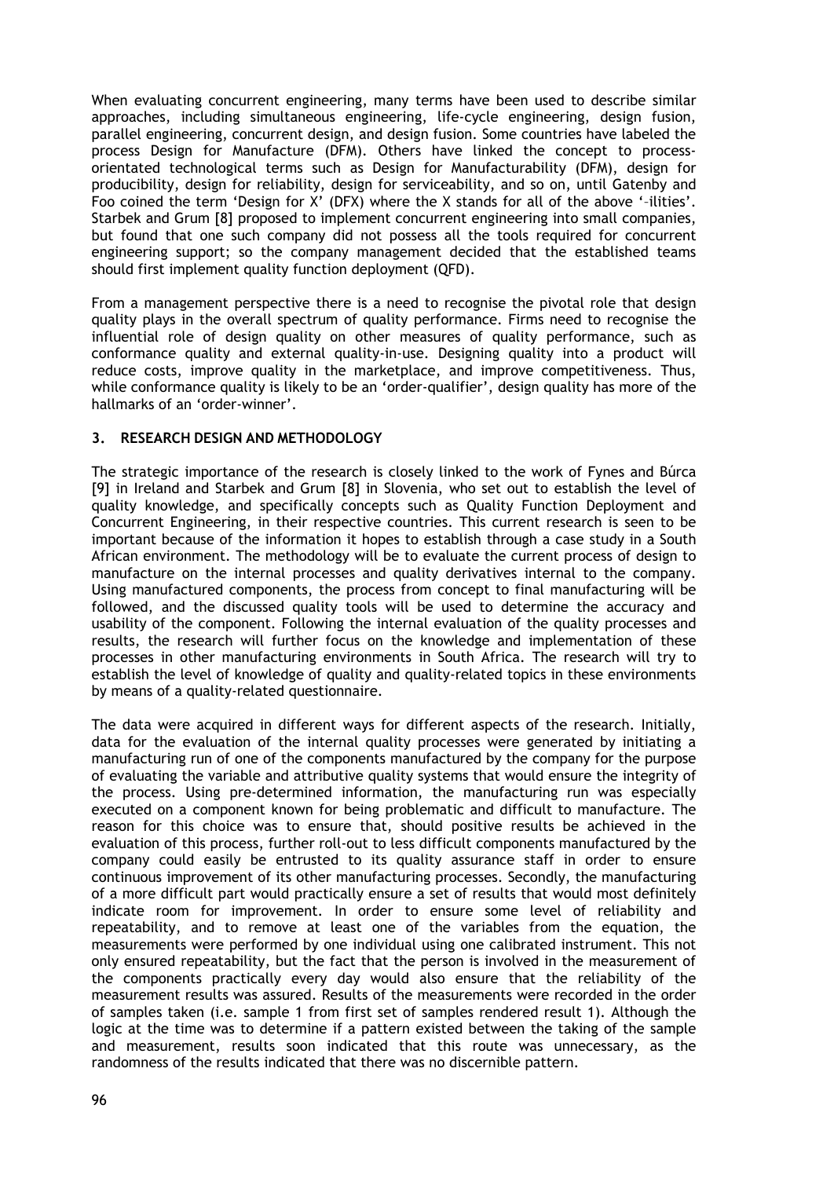When evaluating concurrent engineering, many terms have been used to describe similar approaches, including simultaneous engineering, life-cycle engineering, design fusion, parallel engineering, concurrent design, and design fusion. Some countries have labeled the process Design for Manufacture (DFM). Others have linked the concept to process-orientated technological terms such as Design for Manufacturability (DFM), design for producibility, design for reliability, design for serviceability, and so on, until Gatenby and Foo coined the term 'Design for X' (DFX) where the X stands for all of the above '–ilities'. Starbek and Grum [8] proposed to implement concurrent engineering into small companies, but found that one such company did not possess all the tools required for concurrent engineering support; so the company management decided that the established teams should first implement quality function deployment (QFD).

From a management perspective there is a need to recognise the pivotal role that design quality plays in the overall spectrum of quality performance. Firms need to recognise the influential role of design quality on other measures of quality performance, such as conformance quality and external quality-in-use. Designing quality into a product will reduce costs, improve quality in the marketplace, and improve competitiveness. Thus, while conformance quality is likely to be an 'order-qualifier', design quality has more of the hallmarks of an 'order-winner'.

## 3. RESEARCH DESIGN AND METHODOLOGY

The strategic importance of the research is closely linked to the work of Fynes and Búrca [9] in Ireland and Starbek and Grum [8] in Slovenia, who set out to establish the level of quality knowledge, and specifically concepts such as Quality Function Deployment and Concurrent Engineering, in their respective countries. This current research is seen to be important because of the information it hopes to establish through a case study in a South African environment. The methodology will be to evaluate the current process of design to manufacture on the internal processes and quality derivatives internal to the company. Using manufactured components, the process from concept to final manufacturing will be followed, and the discussed quality tools will be used to determine the accuracy and usability of the component. Following the internal evaluation of the quality processes and results, the research will further focus on the knowledge and implementation of these processes in other manufacturing environments in South Africa. The research will try to establish the level of knowledge of quality and quality-related topics in these environments by means of a quality-related questionnaire.

The data were acquired in different ways for different aspects of the research. Initially, data for the evaluation of the internal quality processes were generated by initiating a manufacturing run of one of the components manufactured by the company for the purpose of evaluating the variable and attributive quality systems that would ensure the integrity of the process. Using pre-determined information, the manufacturing run was especially executed on a component known for being problematic and difficult to manufacture. The reason for this choice was to ensure that, should positive results be achieved in the evaluation of this process, further roll-out to less difficult components manufactured by the company could easily be entrusted to its quality assurance staff in order to ensure continuous improvement of its other manufacturing processes. Secondly, the manufacturing of a more difficult part would practically ensure a set of results that would most definitely indicate room for improvement. In order to ensure some level of reliability and repeatability, and to remove at least one of the variables from the equation, the measurements were performed by one individual using one calibrated instrument. This not only ensured repeatability, but the fact that the person is involved in the measurement of the components practically every day would also ensure that the reliability of the measurement results was assured. Results of the measurements were recorded in the order of samples taken (i.e. sample 1 from first set of samples rendered result 1). Although the logic at the time was to determine if a pattern existed between the taking of the sample and measurement, results soon indicated that this route was unnecessary, as the randomness of the results indicated that there was no discernible pattern.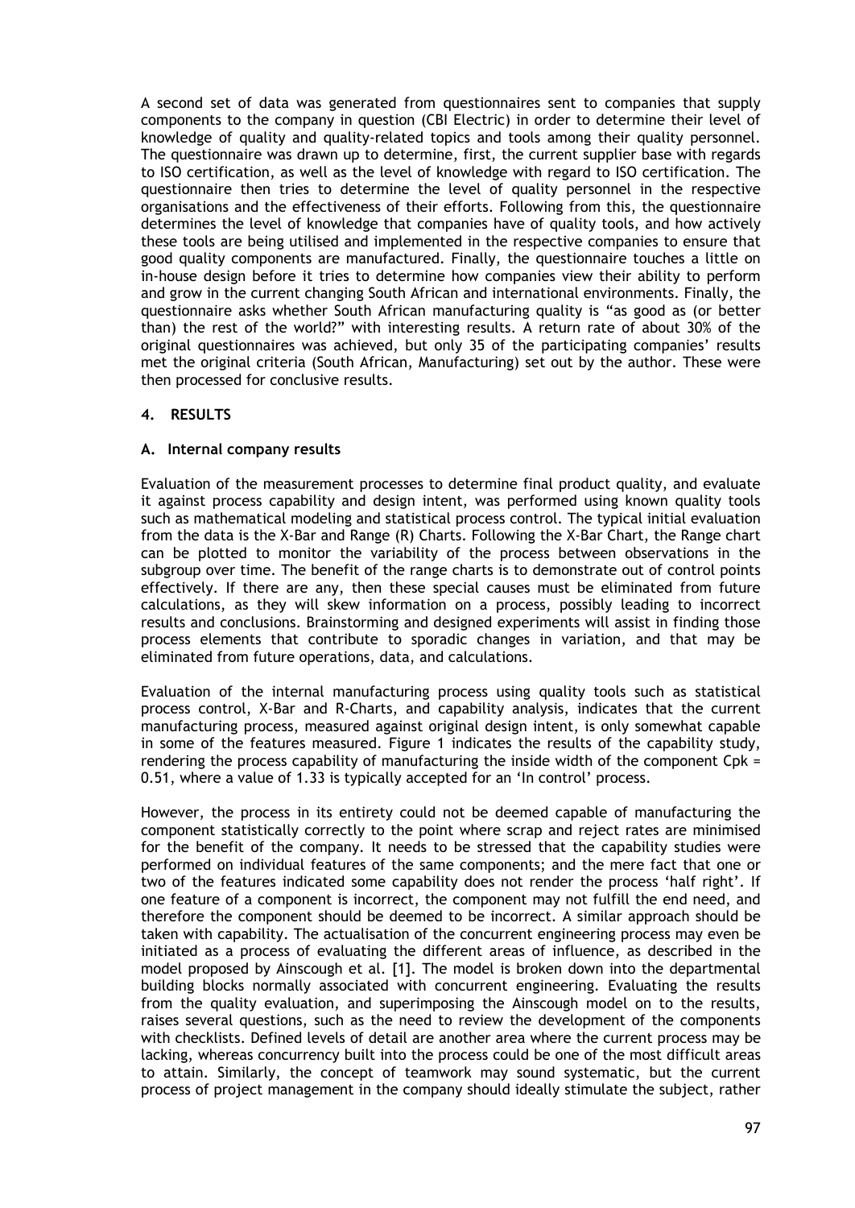A second set of data was generated from questionnaires sent to companies that supply components to the company in question (CBI Electric) in order to determine their level of knowledge of quality and quality-related topics and tools among their quality personnel. The questionnaire was drawn up to determine, first, the current supplier base with regards to ISO certification, as well as the level of knowledge with regard to ISO certification. The questionnaire then tries to determine the level of quality personnel in the respective organisations and the effectiveness of their efforts. Following from this, the questionnaire determines the level of knowledge that companies have of quality tools, and how actively these tools are being utilised and implemented in the respective companies to ensure that good quality components are manufactured. Finally, the questionnaire touches a little on in-house design before it tries to determine how companies view their ability to perform and grow in the current changing South African and international environments. Finally, the questionnaire asks whether South African manufacturing quality is "as good as (or better than) the rest of the world?" with interesting results. A return rate of about 30% of the original questionnaires was achieved, but only 35 of the participating companies' results met the original criteria (South African, Manufacturing) set out by the author. These were then processed for conclusive results.

## 4. RESULTS

### A. Internal company results

Evaluation of the measurement processes to determine final product quality, and evaluate it against process capability and design intent, was performed using known quality tools such as mathematical modeling and statistical process control. The typical initial evaluation from the data is the X-Bar and Range (R) Charts. Following the X-Bar Chart, the Range chart can be plotted to monitor the variability of the process between observations in the subgroup over time. The benefit of the range charts is to demonstrate out of control points effectively. If there are any, then these special causes must be eliminated from future calculations, as they will skew information on a process, possibly leading to incorrect results and conclusions. Brainstorming and designed experiments will assist in finding those process elements that contribute to sporadic changes in variation, and that may be eliminated from future operations, data, and calculations.

Evaluation of the internal manufacturing process using quality tools such as statistical process control, X-Bar and R-Charts, and capability analysis, indicates that the current manufacturing process, measured against original design intent, is only somewhat capable in some of the features measured. Figure 1 indicates the results of the capability study, rendering the process capability of manufacturing the inside width of the component $C_{pk} = 0.51$, where a value of 1.33 is typically accepted for an 'In control' process.

However, the process in its entirety could not be deemed capable of manufacturing the component statistically correctly to the point where scrap and reject rates are minimised for the benefit of the company. It needs to be stressed that the capability studies were performed on individual features of the same components; and the mere fact that one or two of the features indicated some capability does not render the process 'half right'. If one feature of a component is incorrect, the component may not fulfill the end need, and therefore the component should be deemed to be incorrect. A similar approach should be taken with capability. The actualisation of the concurrent engineering process may even be initiated as a process of evaluating the different areas of influence, as described in the model proposed by Ainscough et al. [1]. The model is broken down into the departmental building blocks normally associated with concurrent engineering. Evaluating the results from the quality evaluation, and superimposing the Ainscough model on to the results, raises several questions, such as the need to review the development of the components with checklists. Defined levels of detail are another area where the current process may be lacking, whereas concurrency built into the process could be one of the most difficult areas to attain. Similarly, the concept of teamwork may sound systematic, but the current process of project management in the company should ideally stimulate the subject, rather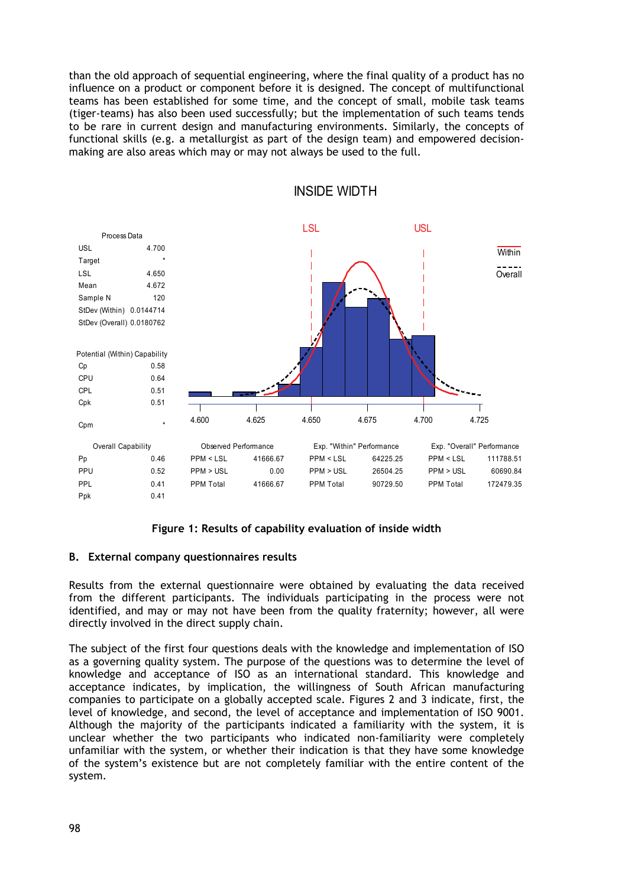than the old approach of sequential engineering, where the final quality of a product has no influence on a product or component before it is designed. The concept of multifunctional teams has been established for some time, and the concept of small, mobile task teams (tiger-teams) has also been used successfully; but the implementation of such teams tends to be rare in current design and manufacturing environments. Similarly, the concepts of functional skills (e.g. a metallurgist as part of the design team) and empowered decision-making are also areas which may or may not always be used to the full.

INSIDE WIDTH

| Process Data | |
|---|---|
| USL | 4.700 |
| Target | * |
| LSL | 4.650 |
| Mean | 4.672 |
| Sample N | 120 |
| StDev (Within) | 0.0144714 |
| StDev (Overall) | 0.0180762 |

| Potential (Within) Capability | |
|---|---|
| Cp | 0.58 |
| CPU | 0.64 |
| CPL | 0.51 |
| Cpk | 0.51 |
| Cpm | * |

| Overall Capability | | Observed Performance | | Exp. "Within" Performance | | Exp. "Overall" Performance | |
|---|---|---|---|---|---|---|---|
| Pp | 0.46 | PPM < LSL | 41666.67 | PPM < LSL | 64225.25 | PPM < LSL | 111788.51 |
| PPU | 0.52 | PPM > USL | 0.00 | PPM > USL | 26504.25 | PPM > USL | 60690.84 |
| PPL | 0.41 | PPM Total | 41666.67 | PPM Total | 90729.50 | PPM Total | 172479.35 |
| Ppk | 0.41 | | | | | | |

**Figure 1: Results of capability evaluation of inside width**

### B. External company questionnaires results

Results from the external questionnaire were obtained by evaluating the data received from the different participants. The individuals participating in the process were not identified, and may or may not have been from the quality fraternity; however, all were directly involved in the direct supply chain.

The subject of the first four questions deals with the knowledge and implementation of ISO as a governing quality system. The purpose of the questions was to determine the level of knowledge and acceptance of ISO as an international standard. This knowledge and acceptance indicates, by implication, the willingness of South African manufacturing companies to participate on a globally accepted scale. Figures 2 and 3 indicate, first, the level of knowledge, and second, the level of acceptance and implementation of ISO 9001. Although the majority of the participants indicated a familiarity with the system, it is unclear whether the two participants who indicated non-familiarity were completely unfamiliar with the system, or whether their indication is that they have some knowledge of the system's existence but are not completely familiar with the entire content of the system.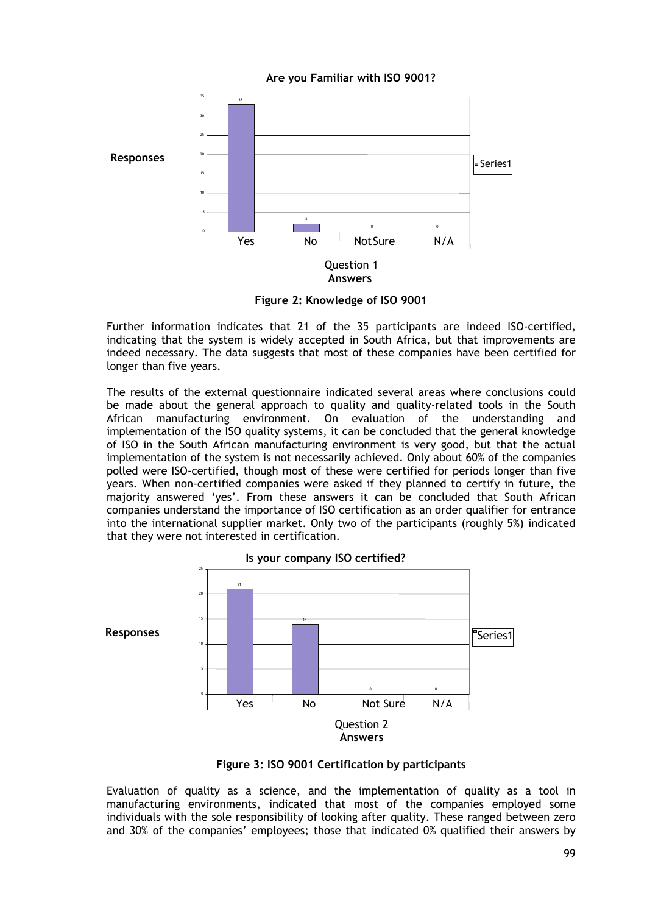**Are you Familiar with ISO 9001?**

| Answers | Responses |
|---|---|
| Yes | 33 |
| No | 2 |
| Not Sure | 0 |
| N/A | 0 |

Question 1 Answers

**Figure 2: Knowledge of ISO 9001**

Further information indicates that 21 of the 35 participants are indeed ISO-certified, indicating that the system is widely accepted in South Africa, but that improvements are indeed necessary. The data suggests that most of these companies have been certified for longer than five years.

The results of the external questionnaire indicated several areas where conclusions could be made about the general approach to quality and quality-related tools in the South African manufacturing environment. On evaluation of the understanding and implementation of the ISO quality systems, it can be concluded that the general knowledge of ISO in the South African manufacturing environment is very good, but that the actual implementation of the system is not necessarily achieved. Only about 60% of the companies polled were ISO-certified, though most of these were certified for periods longer than five years. When non-certified companies were asked if they planned to certify in future, the majority answered 'yes'. From these answers it can be concluded that South African companies understand the importance of ISO certification as an order qualifier for entrance into the international supplier market. Only two of the participants (roughly 5%) indicated that they were not interested in certification.

**Is your company ISO certified?**

| Answers | Responses |
|---|---|
| Yes | 21 |
| No | 14 |
| Not Sure | 0 |
| N/A | 0 |

Question 2 Answers

**Figure 3: ISO 9001 Certification by participants**

Evaluation of quality as a science, and the implementation of quality as a tool in manufacturing environments, indicated that most of the companies employed some individuals with the sole responsibility of looking after quality. These ranged between zero and 30% of the companies' employees; those that indicated 0% qualified their answers by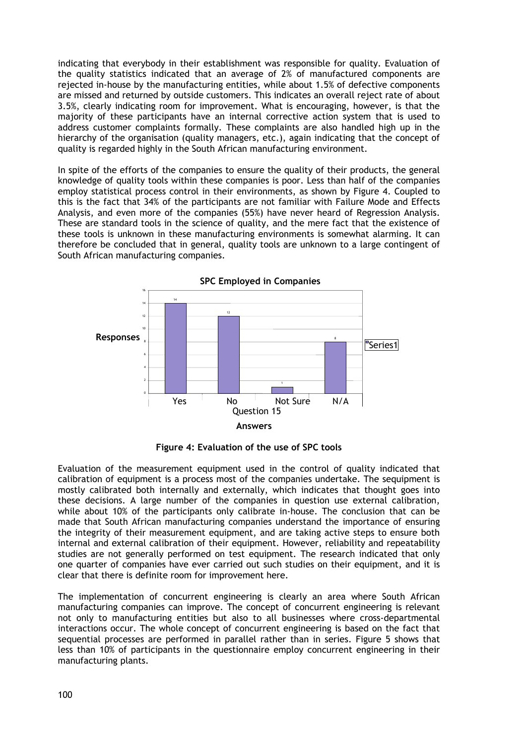indicating that everybody in their establishment was responsible for quality. Evaluation of the quality statistics indicated that an average of 2% of manufactured components are rejected in-house by the manufacturing entities, while about 1.5% of defective components are missed and returned by outside customers. This indicates an overall reject rate of about 3.5%, clearly indicating room for improvement. What is encouraging, however, is that the majority of these participants have an internal corrective action system that is used to address customer complaints formally. These complaints are also handled high up in the hierarchy of the organisation (quality managers, etc.), again indicating that the concept of quality is regarded highly in the South African manufacturing environment.

In spite of the efforts of the companies to ensure the quality of their products, the general knowledge of quality tools within these companies is poor. Less than half of the companies employ statistical process control in their environments, as shown by Figure 4. Coupled to this is the fact that 34% of the participants are not familiar with Failure Mode and Effects Analysis, and even more of the companies (55%) have never heard of Regression Analysis. These are standard tools in the science of quality, and the mere fact that the existence of these tools is unknown in these manufacturing environments is somewhat alarming. It can therefore be concluded that in general, quality tools are unknown to a large contingent of South African manufacturing companies.

**Figure 4: Evaluation of the use of SPC tools**

Evaluation of the measurement equipment used in the control of quality indicated that calibration of equipment is a process most of the companies undertake. The sequipment is mostly calibrated both internally and externally, which indicates that thought goes into these decisions. A large number of the companies in question use external calibration, while about 10% of the participants only calibrate in-house. The conclusion that can be made that South African manufacturing companies understand the importance of ensuring the integrity of their measurement equipment, and are taking active steps to ensure both internal and external calibration of their equipment. However, reliability and repeatability studies are not generally performed on test equipment. The research indicated that only one quarter of companies have ever carried out such studies on their equipment, and it is clear that there is definite room for improvement here.

The implementation of concurrent engineering is clearly an area where South African manufacturing companies can improve. The concept of concurrent engineering is relevant not only to manufacturing entities but also to all businesses where cross-departmental interactions occur. The whole concept of concurrent engineering is based on the fact that sequential processes are performed in parallel rather than in series. Figure 5 shows that less than 10% of participants in the questionnaire employ concurrent engineering in their manufacturing plants.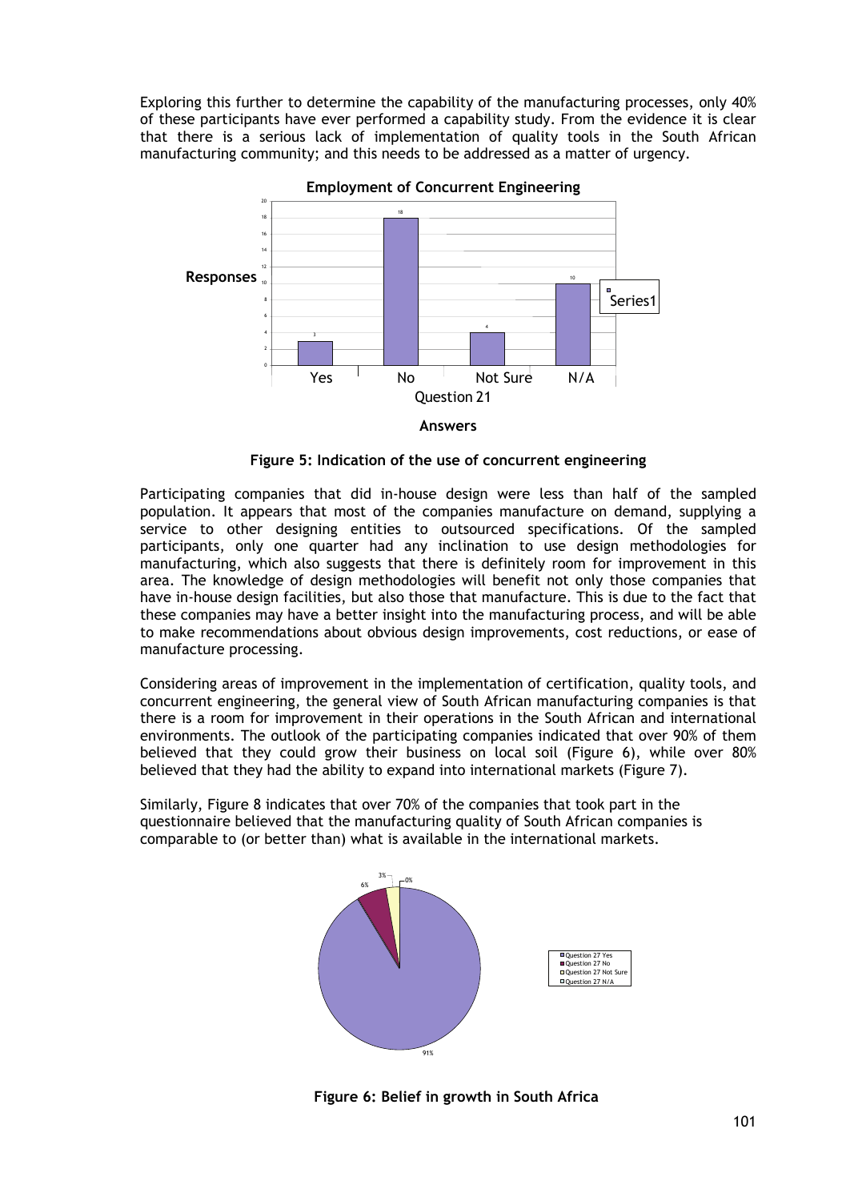Exploring this further to determine the capability of the manufacturing processes, only 40% of these participants have ever performed a capability study. From the evidence it is clear that there is a serious lack of implementation of quality tools in the South African manufacturing community; and this needs to be addressed as a matter of urgency.

**Figure 5: Indication of the use of concurrent engineering**

Participating companies that did in-house design were less than half of the sampled population. It appears that most of the companies manufacture on demand, supplying a service to other designing entities to outsourced specifications. Of the sampled participants, only one quarter had any inclination to use design methodologies for manufacturing, which also suggests that there is definitely room for improvement in this area. The knowledge of design methodologies will benefit not only those companies that have in-house design facilities, but also those that manufacture. This is due to the fact that these companies may have a better insight into the manufacturing process, and will be able to make recommendations about obvious design improvements, cost reductions, or ease of manufacture processing.

Considering areas of improvement in the implementation of certification, quality tools, and concurrent engineering, the general view of South African manufacturing companies is that there is a room for improvement in their operations in the South African and international environments. The outlook of the participating companies indicated that over 90% of them believed that they could grow their business on local soil (Figure 6), while over 80% believed that they had the ability to expand into international markets (Figure 7).

Similarly, Figure 8 indicates that over 70% of the companies that took part in the questionnaire believed that the manufacturing quality of South African companies is comparable to (or better than) what is available in the international markets.

**Figure 6: Belief in growth in South Africa**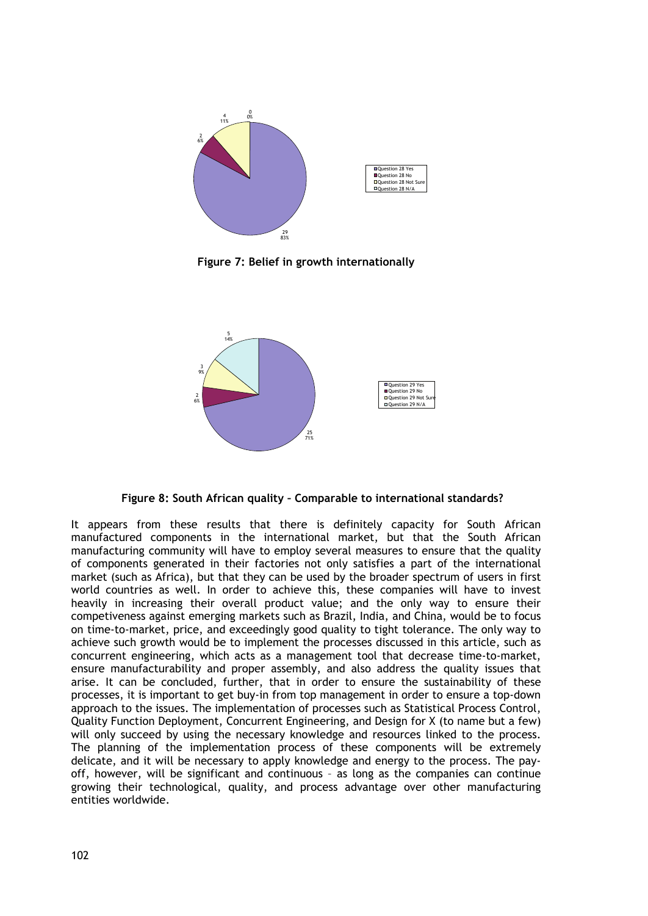**Figure 7: Belief in growth internationally**

**Figure 8: South African quality – Comparable to international standards?**

It appears from these results that there is definitely capacity for South African manufactured components in the international market, but that the South African manufacturing community will have to employ several measures to ensure that the quality of components generated in their factories not only satisfies a part of the international market (such as Africa), but that they can be used by the broader spectrum of users in first world countries as well. In order to achieve this, these companies will have to invest heavily in increasing their overall product value; and the only way to ensure their competiveness against emerging markets such as Brazil, India, and China, would be to focus on time-to-market, price, and exceedingly good quality to tight tolerance. The only way to achieve such growth would be to implement the processes discussed in this article, such as concurrent engineering, which acts as a management tool that decrease time-to-market, ensure manufacturability and proper assembly, and also address the quality issues that arise. It can be concluded, further, that in order to ensure the sustainability of these processes, it is important to get buy-in from top management in order to ensure a top-down approach to the issues. The implementation of processes such as Statistical Process Control, Quality Function Deployment, Concurrent Engineering, and Design for X (to name but a few) will only succeed by using the necessary knowledge and resources linked to the process. The planning of the implementation process of these components will be extremely delicate, and it will be necessary to apply knowledge and energy to the process. The pay-off, however, will be significant and continuous – as long as the companies can continue growing their technological, quality, and process advantage over other manufacturing entities worldwide.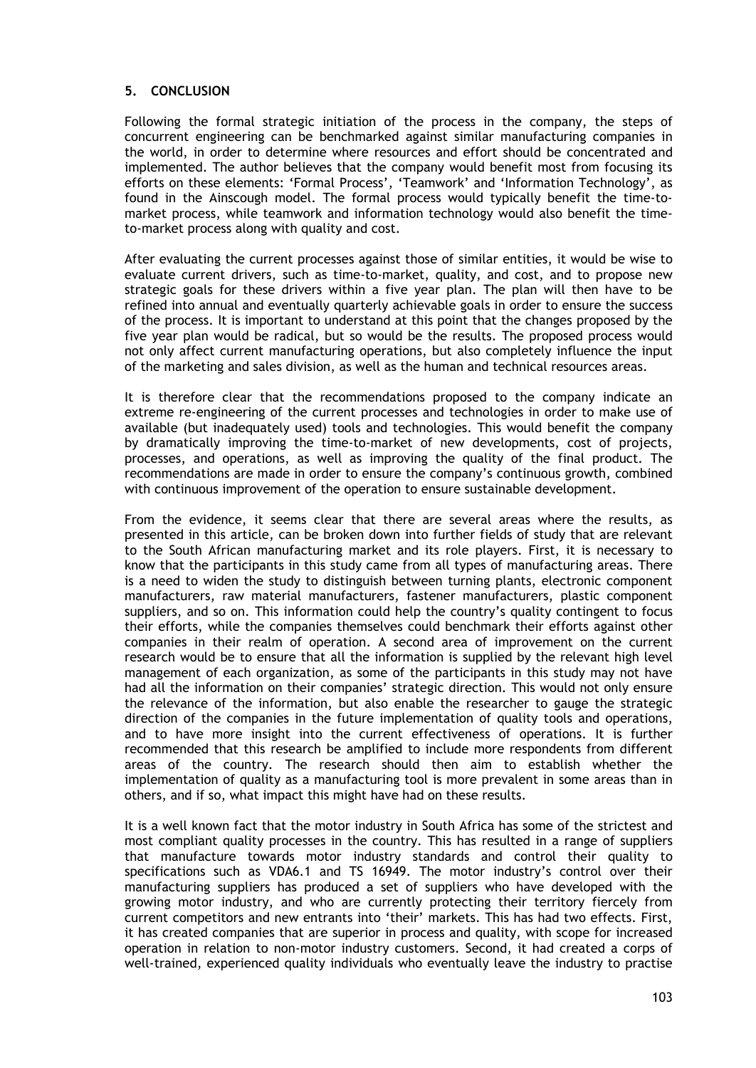## 5. CONCLUSION

Following the formal strategic initiation of the process in the company, the steps of concurrent engineering can be benchmarked against similar manufacturing companies in the world, in order to determine where resources and effort should be concentrated and implemented. The author believes that the company would benefit most from focusing its efforts on these elements: 'Formal Process', 'Teamwork' and 'Information Technology', as found in the Ainscough model. The formal process would typically benefit the time-to-market process, while teamwork and information technology would also benefit the time-to-market process along with quality and cost.

After evaluating the current processes against those of similar entities, it would be wise to evaluate current drivers, such as time-to-market, quality, and cost, and to propose new strategic goals for these drivers within a five year plan. The plan will then have to be refined into annual and eventually quarterly achievable goals in order to ensure the success of the process. It is important to understand at this point that the changes proposed by the five year plan would be radical, but so would be the results. The proposed process would not only affect current manufacturing operations, but also completely influence the input of the marketing and sales division, as well as the human and technical resources areas.

It is therefore clear that the recommendations proposed to the company indicate an extreme re-engineering of the current processes and technologies in order to make use of available (but inadequately used) tools and technologies. This would benefit the company by dramatically improving the time-to-market of new developments, cost of projects, processes, and operations, as well as improving the quality of the final product. The recommendations are made in order to ensure the company's continuous growth, combined with continuous improvement of the operation to ensure sustainable development.

From the evidence, it seems clear that there are several areas where the results, as presented in this article, can be broken down into further fields of study that are relevant to the South African manufacturing market and its role players. First, it is necessary to know that the participants in this study came from all types of manufacturing areas. There is a need to widen the study to distinguish between turning plants, electronic component manufacturers, raw material manufacturers, fastener manufacturers, plastic component suppliers, and so on. This information could help the country's quality contingent to focus their efforts, while the companies themselves could benchmark their efforts against other companies in their realm of operation. A second area of improvement on the current research would be to ensure that all the information is supplied by the relevant high level management of each organization, as some of the participants in this study may not have had all the information on their companies' strategic direction. This would not only ensure the relevance of the information, but also enable the researcher to gauge the strategic direction of the companies in the future implementation of quality tools and operations, and to have more insight into the current effectiveness of operations. It is further recommended that this research be amplified to include more respondents from different areas of the country. The research should then aim to establish whether the implementation of quality as a manufacturing tool is more prevalent in some areas than in others, and if so, what impact this might have had on these results.

It is a well known fact that the motor industry in South Africa has some of the strictest and most compliant quality processes in the country. This has resulted in a range of suppliers that manufacture towards motor industry standards and control their quality to specifications such as VDA6.1 and TS 16949. The motor industry's control over their manufacturing suppliers has produced a set of suppliers who have developed with the growing motor industry, and who are currently protecting their territory fiercely from current competitors and new entrants into 'their' markets. This has had two effects. First, it has created companies that are superior in process and quality, with scope for increased operation in relation to non-motor industry customers. Second, it had created a corps of well-trained, experienced quality individuals who eventually leave the industry to practise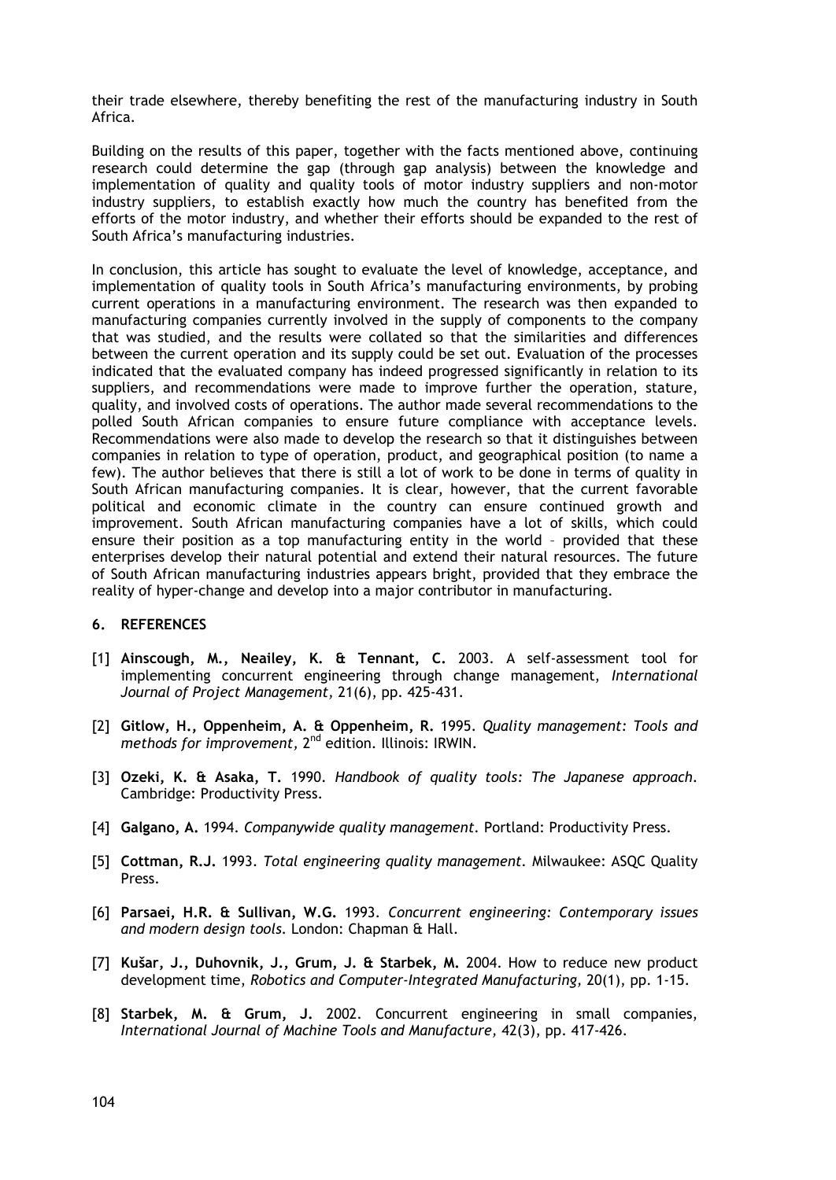their trade elsewhere, thereby benefiting the rest of the manufacturing industry in South Africa.

Building on the results of this paper, together with the facts mentioned above, continuing research could determine the gap (through gap analysis) between the knowledge and implementation of quality and quality tools of motor industry suppliers and non-motor industry suppliers, to establish exactly how much the country has benefited from the efforts of the motor industry, and whether their efforts should be expanded to the rest of South Africa's manufacturing industries.

In conclusion, this article has sought to evaluate the level of knowledge, acceptance, and implementation of quality tools in South Africa's manufacturing environments, by probing current operations in a manufacturing environment. The research was then expanded to manufacturing companies currently involved in the supply of components to the company that was studied, and the results were collated so that the similarities and differences between the current operation and its supply could be set out. Evaluation of the processes indicated that the evaluated company has indeed progressed significantly in relation to its suppliers, and recommendations were made to improve further the operation, stature, quality, and involved costs of operations. The author made several recommendations to the polled South African companies to ensure future compliance with acceptance levels. Recommendations were also made to develop the research so that it distinguishes between companies in relation to type of operation, product, and geographical position (to name a few). The author believes that there is still a lot of work to be done in terms of quality in South African manufacturing companies. It is clear, however, that the current favorable political and economic climate in the country can ensure continued growth and improvement. South African manufacturing companies have a lot of skills, which could ensure their position as a top manufacturing entity in the world – provided that these enterprises develop their natural potential and extend their natural resources. The future of South African manufacturing industries appears bright, provided that they embrace the reality of hyper-change and develop into a major contributor in manufacturing.

## 6. REFERENCES

[1] **Ainscough, M., Neailey, K. & Tennant, C.** 2003. A self-assessment tool for implementing concurrent engineering through change management, *International Journal of Project Management*, 21(6), pp. 425-431.

[2] **Gitlow, H., Oppenheim, A. & Oppenheim, R.** 1995. *Quality management: Tools and methods for improvement*, 2nd edition. Illinois: IRWIN.

[3] **Ozeki, K. & Asaka, T.** 1990. *Handbook of quality tools: The Japanese approach*. Cambridge: Productivity Press.

[4] **Galgano, A.** 1994. *Companywide quality management*. Portland: Productivity Press.

[5] **Cottman, R.J.** 1993. *Total engineering quality management*. Milwaukee: ASQC Quality Press.

[6] **Parsaei, H.R. & Sullivan, W.G.** 1993. *Concurrent engineering: Contemporary issues and modern design tools*. London: Chapman & Hall.

[7] **Kušar, J., Duhovnik, J., Grum, J. & Starbek, M.** 2004. How to reduce new product development time, *Robotics and Computer-Integrated Manufacturing*, 20(1), pp. 1-15.

[8] **Starbek, M. & Grum, J.** 2002. Concurrent engineering in small companies, *International Journal of Machine Tools and Manufacture*, 42(3), pp. 417-426.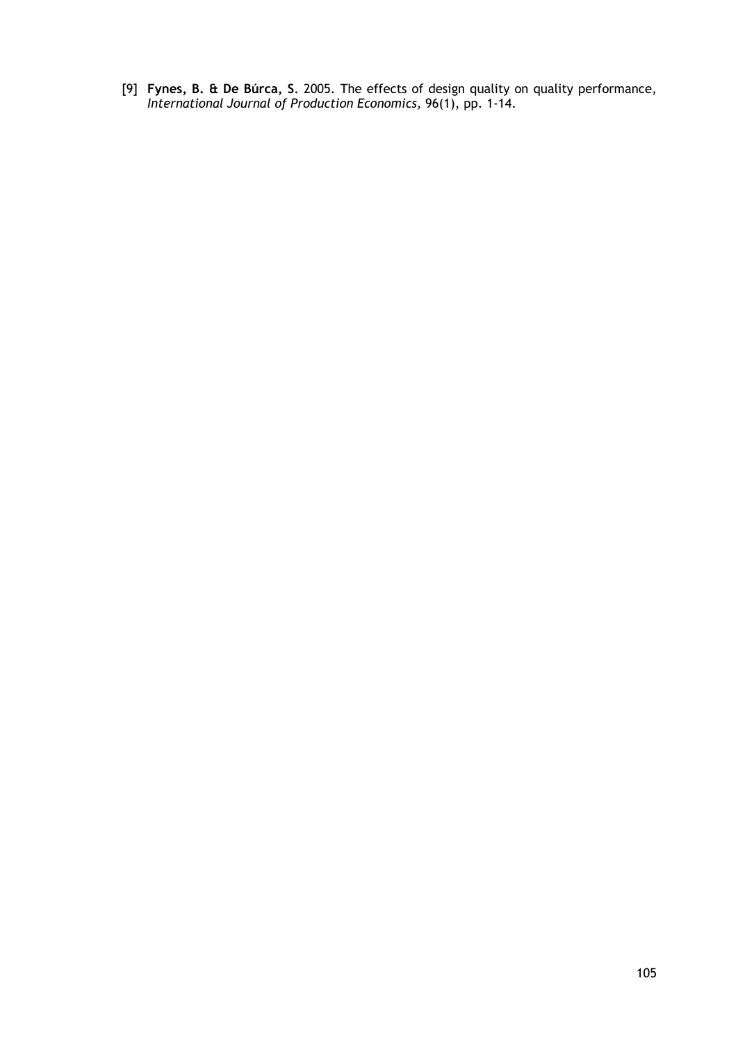[9] **Fynes, B. & De Búrca, S**. 2005. The effects of design quality on quality performance, *International Journal of Production Economics*, 96(1), pp. 1-14.